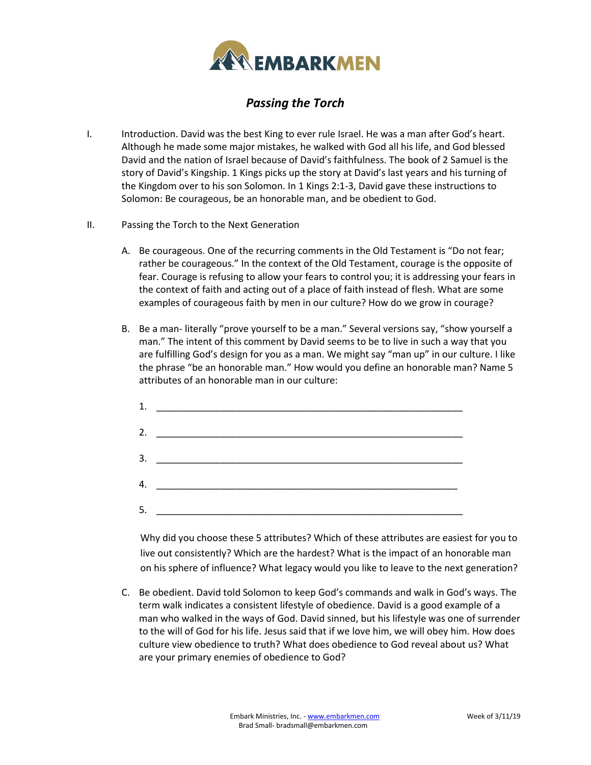EMBARKMEN

# *Passing the Torch*

I. Introduction. David was the best King to ever rule Israel. He was a man after God's heart. Although he made some major mistakes, he walked with God all his life, and God blessed David and the nation of Israel because of David's faithfulness. The book of 2 Samuel is the story of David's Kingship. 1 Kings picks up the story at David's last years and his turning of the Kingdom over to his son Solomon. In 1 Kings 2:1-3, David gave these instructions to Solomon: Be courageous, be an honorable man, and be obedient to God.

II. Passing the Torch to the Next Generation

A. Be courageous. One of the recurring comments in the Old Testament is "Do not fear; rather be courageous." In the context of the Old Testament, courage is the opposite of fear. Courage is refusing to allow your fears to control you; it is addressing your fears in the context of faith and acting out of a place of faith instead of flesh. What are some examples of courageous faith by men in our culture? How do we grow in courage?

B. Be a man- literally "prove yourself to be a man." Several versions say, "show yourself a man." The intent of this comment by David seems to be to live in such a way that you are fulfilling God's design for you as a man. We might say "man up" in our culture. I like the phrase "be an honorable man." How would you define an honorable man? Name 5 attributes of an honorable man in our culture:

1. ____________________________________________________________

2. ____________________________________________________________

3. ____________________________________________________________

4. ___________________________________________________________

5. ____________________________________________________________

Why did you choose these 5 attributes? Which of these attributes are easiest for you to live out consistently? Which are the hardest? What is the impact of an honorable man on his sphere of influence? What legacy would you like to leave to the next generation?

C. Be obedient. David told Solomon to keep God's commands and walk in God's ways. The term walk indicates a consistent lifestyle of obedience. David is a good example of a man who walked in the ways of God. David sinned, but his lifestyle was one of surrender to the will of God for his life. Jesus said that if we love him, we will obey him. How does culture view obedience to truth? What does obedience to God reveal about us? What are your primary enemies of obedience to God?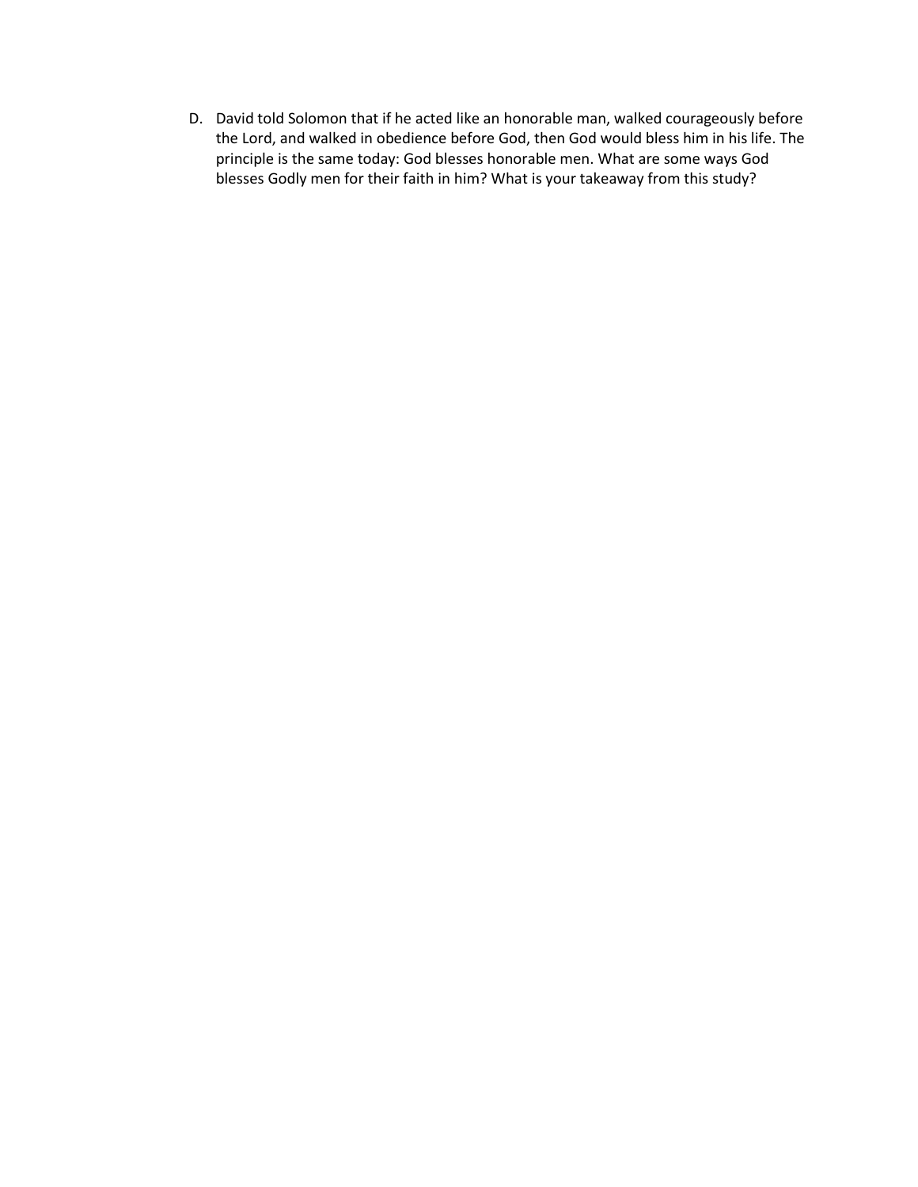D. David told Solomon that if he acted like an honorable man, walked courageously before the Lord, and walked in obedience before God, then God would bless him in his life. The principle is the same today: God blesses honorable men. What are some ways God blesses Godly men for their faith in him? What is your takeaway from this study?